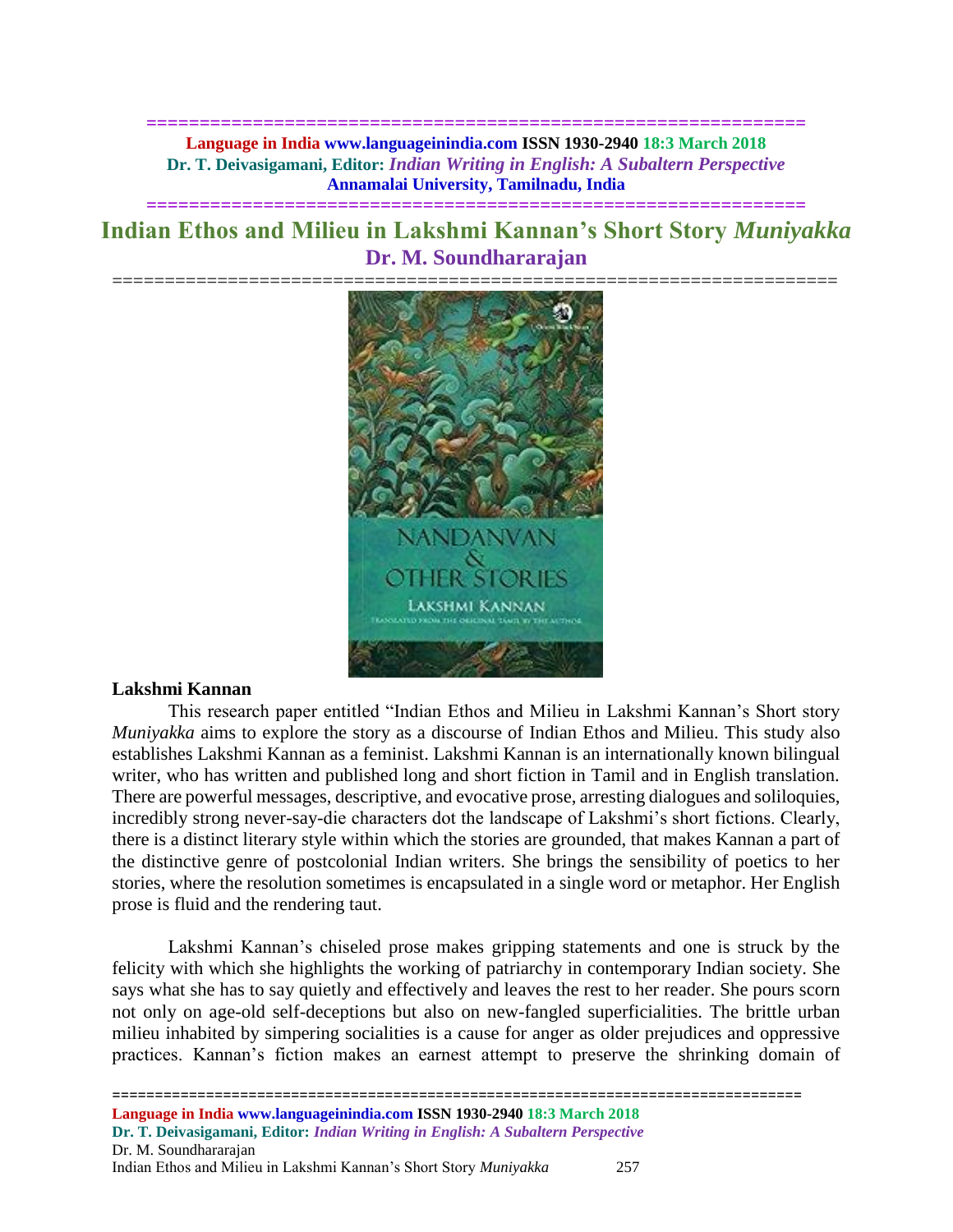# Indian Ethos and Milieu in Lakshmi Kannan's Short Story *Muniyakka*

## Dr. M. Soundhararajan

### Lakshmi Kannan

This research paper entitled "Indian Ethos and Milieu in Lakshmi Kannan's Short story *Muniyakka* aims to explore the story as a discourse of Indian Ethos and Milieu. This study also establishes Lakshmi Kannan as a feminist. Lakshmi Kannan is an internationally known bilingual writer, who has written and published long and short fiction in Tamil and in English translation. There are powerful messages, descriptive, and evocative prose, arresting dialogues and soliloquies, incredibly strong never-say-die characters dot the landscape of Lakshmi's short fictions. Clearly, there is a distinct literary style within which the stories are grounded, that makes Kannan a part of the distinctive genre of postcolonial Indian writers. She brings the sensibility of poetics to her stories, where the resolution sometimes is encapsulated in a single word or metaphor. Her English prose is fluid and the rendering taut.

Lakshmi Kannan's chiseled prose makes gripping statements and one is struck by the felicity with which she highlights the working of patriarchy in contemporary Indian society. She says what she has to say quietly and effectively and leaves the rest to her reader. She pours scorn not only on age-old self-deceptions but also on new-fangled superficialities. The brittle urban milieu inhabited by simpering socialities is a cause for anger as older prejudices and oppressive practices. Kannan's fiction makes an earnest attempt to preserve the shrinking domain of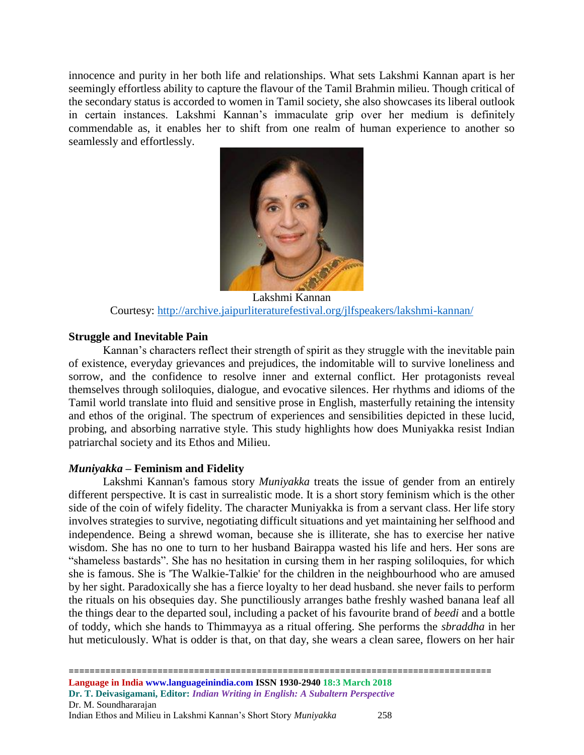innocence and purity in her both life and relationships. What sets Lakshmi Kannan apart is her seemingly effortless ability to capture the flavour of the Tamil Brahmin milieu. Though critical of the secondary status is accorded to women in Tamil society, she also showcases its liberal outlook in certain instances. Lakshmi Kannan's immaculate grip over her medium is definitely commendable as, it enables her to shift from one realm of human experience to another so seamlessly and effortlessly.

Lakshmi Kannan
Courtesy: http://archive.jaipurliteraturefestival.org/jlfspeakers/lakshmi-kannan/

**Struggle and Inevitable Pain**

Kannan's characters reflect their strength of spirit as they struggle with the inevitable pain of existence, everyday grievances and prejudices, the indomitable will to survive loneliness and sorrow, and the confidence to resolve inner and external conflict. Her protagonists reveal themselves through soliloquies, dialogue, and evocative silences. Her rhythms and idioms of the Tamil world translate into fluid and sensitive prose in English, masterfully retaining the intensity and ethos of the original. The spectrum of experiences and sensibilities depicted in these lucid, probing, and absorbing narrative style. This study highlights how does Muniyakka resist Indian patriarchal society and its Ethos and Milieu.

***Muniyakka* – Feminism and Fidelity**

Lakshmi Kannan's famous story *Muniyakka* treats the issue of gender from an entirely different perspective. It is cast in surrealistic mode. It is a short story feminism which is the other side of the coin of wifely fidelity. The character Muniyakka is from a servant class. Her life story involves strategies to survive, negotiating difficult situations and yet maintaining her selfhood and independence. Being a shrewd woman, because she is illiterate, she has to exercise her native wisdom. She has no one to turn to her husband Bairappa wasted his life and hers. Her sons are "shameless bastards". She has no hesitation in cursing them in her rasping soliloquies, for which she is famous. She is 'The Walkie-Talkie' for the children in the neighbourhood who are amused by her sight. Paradoxically she has a fierce loyalty to her dead husband. she never fails to perform the rituals on his obsequies day. She punctiliously arranges bathe freshly washed banana leaf all the things dear to the departed soul, including a packet of his favourite brand of *beedi* and a bottle of toddy, which she hands to Thimmayya as a ritual offering. She performs the *sbraddha* in her hut meticulously. What is odder is that, on that day, she wears a clean saree, flowers on her hair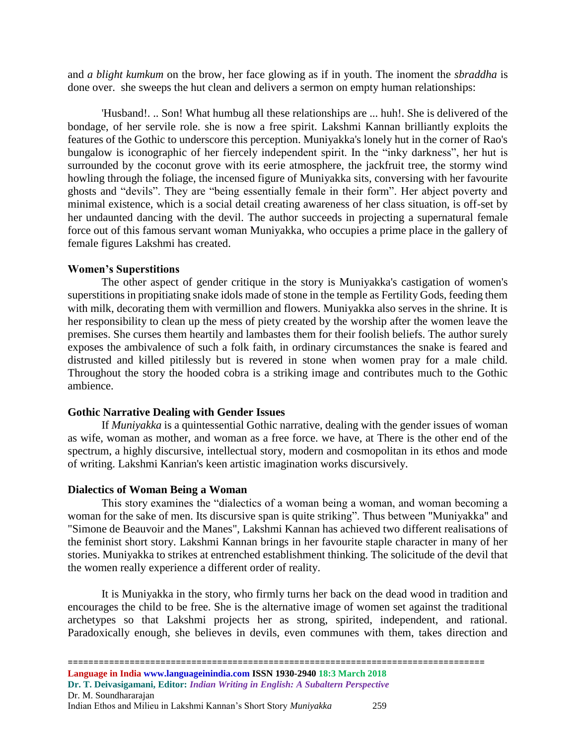and *a blight kumkum* on the brow, her face glowing as if in youth. The inoment the *sbraddha* is done over. she sweeps the hut clean and delivers a sermon on empty human relationships:

'Husband!. .. Son! What humbug all these relationships are ... huh!. She is delivered of the bondage, of her servile role. she is now a free spirit. Lakshmi Kannan brilliantly exploits the features of the Gothic to underscore this perception. Muniyakka's lonely hut in the corner of Rao's bungalow is iconographic of her fiercely independent spirit. In the "inky darkness", her hut is surrounded by the coconut grove with its eerie atmosphere, the jackfruit tree, the stormy wind howling through the foliage, the incensed figure of Muniyakka sits, conversing with her favourite ghosts and "devils". They are "being essentially female in their form". Her abject poverty and minimal existence, which is a social detail creating awareness of her class situation, is off-set by her undaunted dancing with the devil. The author succeeds in projecting a supernatural female force out of this famous servant woman Muniyakka, who occupies a prime place in the gallery of female figures Lakshmi has created.

**Women's Superstitions**

The other aspect of gender critique in the story is Muniyakka's castigation of women's superstitions in propitiating snake idols made of stone in the temple as Fertility Gods, feeding them with milk, decorating them with vermillion and flowers. Muniyakka also serves in the shrine. It is her responsibility to clean up the mess of piety created by the worship after the women leave the premises. She curses them heartily and lambastes them for their foolish beliefs. The author surely exposes the ambivalence of such a folk faith, in ordinary circumstances the snake is feared and distrusted and killed pitilessly but is revered in stone when women pray for a male child. Throughout the story the hooded cobra is a striking image and contributes much to the Gothic ambience.

**Gothic Narrative Dealing with Gender Issues**

If *Muniyakka* is a quintessential Gothic narrative, dealing with the gender issues of woman as wife, woman as mother, and woman as a free force. we have, at There is the other end of the spectrum, a highly discursive, intellectual story, modern and cosmopolitan in its ethos and mode of writing. Lakshmi Kanrian's keen artistic imagination works discursively.

**Dialectics of Woman Being a Woman**

This story examines the "dialectics of a woman being a woman, and woman becoming a woman for the sake of men. Its discursive span is quite striking". Thus between "Muniyakka" and "Simone de Beauvoir and the Manes", Lakshmi Kannan has achieved two different realisations of the feminist short story. Lakshmi Kannan brings in her favourite staple character in many of her stories. Muniyakka to strikes at entrenched establishment thinking. The solicitude of the devil that the women really experience a different order of reality.

It is Muniyakka in the story, who firmly turns her back on the dead wood in tradition and encourages the child to be free. She is the alternative image of women set against the traditional archetypes so that Lakshmi projects her as strong, spirited, independent, and rational. Paradoxically enough, she believes in devils, even communes with them, takes direction and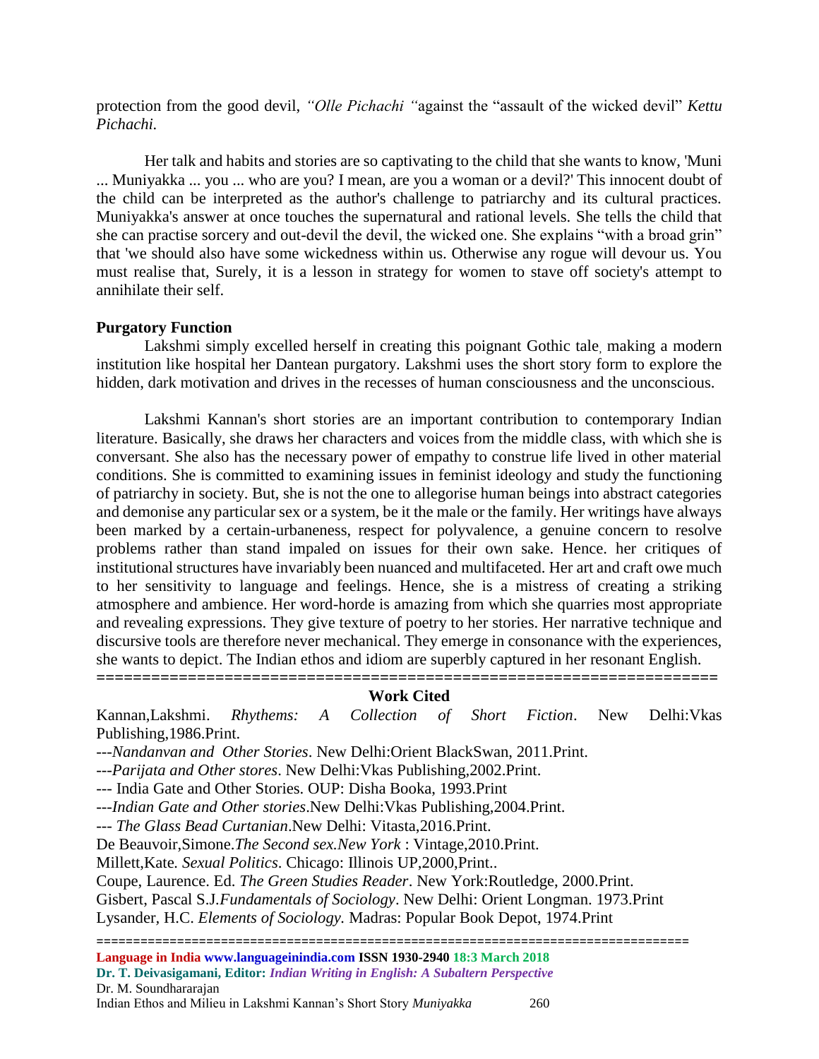protection from the good devil, *"Olle Pichachi "*against the "assault of the wicked devil" *Kettu Pichachi.*

Her talk and habits and stories are so captivating to the child that she wants to know, 'Muni ... Muniyakka ... you ... who are you? I mean, are you a woman or a devil?' This innocent doubt of the child can be interpreted as the author's challenge to patriarchy and its cultural practices. Muniyakka's answer at once touches the supernatural and rational levels. She tells the child that she can practise sorcery and out-devil the devil, the wicked one. She explains "with a broad grin" that 'we should also have some wickedness within us. Otherwise any rogue will devour us. You must realise that, Surely, it is a lesson in strategy for women to stave off society's attempt to annihilate their self.

**Purgatory Function**

Lakshmi simply excelled herself in creating this poignant Gothic tale, making a modern institution like hospital her Dantean purgatory. Lakshmi uses the short story form to explore the hidden, dark motivation and drives in the recesses of human consciousness and the unconscious.

Lakshmi Kannan's short stories are an important contribution to contemporary Indian literature. Basically, she draws her characters and voices from the middle class, with which she is conversant. She also has the necessary power of empathy to construe life lived in other material conditions. She is committed to examining issues in feminist ideology and study the functioning of patriarchy in society. But, she is not the one to allegorise human beings into abstract categories and demonise any particular sex or a system, be it the male or the family. Her writings have always been marked by a certain-urbaneness, respect for polyvalence, a genuine concern to resolve problems rather than stand impaled on issues for their own sake. Hence. her critiques of institutional structures have invariably been nuanced and multifaceted. Her art and craft owe much to her sensitivity to language and feelings. Hence, she is a mistress of creating a striking atmosphere and ambience. Her word-horde is amazing from which she quarries most appropriate and revealing expressions. They give texture of poetry to her stories. Her narrative technique and discursive tools are therefore never mechanical. They emerge in consonance with the experiences, she wants to depict. The Indian ethos and idiom are superbly captured in her resonant English.

====================================================================

**Work Cited**

Kannan,Lakshmi. *Rhythems: A Collection of Short Fiction*. New Delhi:Vkas Publishing,1986.Print.

---*Nandanvan and Other Stories*. New Delhi:Orient BlackSwan, 2011.Print.

---*Parijata and Other stores*. New Delhi:Vkas Publishing,2002.Print.

--- India Gate and Other Stories. OUP: Disha Booka, 1993.Print

---*Indian Gate and Other stories*.New Delhi:Vkas Publishing,2004.Print.

--- *The Glass Bead Curtanian*.New Delhi: Vitasta,2016.Print.

De Beauvoir,Simone.*The Second sex.New York* : Vintage,2010.Print.

Millett,Kate. *Sexual Politics*. Chicago: Illinois UP,2000,Print..

Coupe, Laurence. Ed. *The Green Studies Reader*. New York:Routledge, 2000.Print.

Gisbert, Pascal S.J.*Fundamentals of Sociology*. New Delhi: Orient Longman. 1973.Print

Lysander, H.C. *Elements of Sociology.* Madras: Popular Book Depot, 1974.Print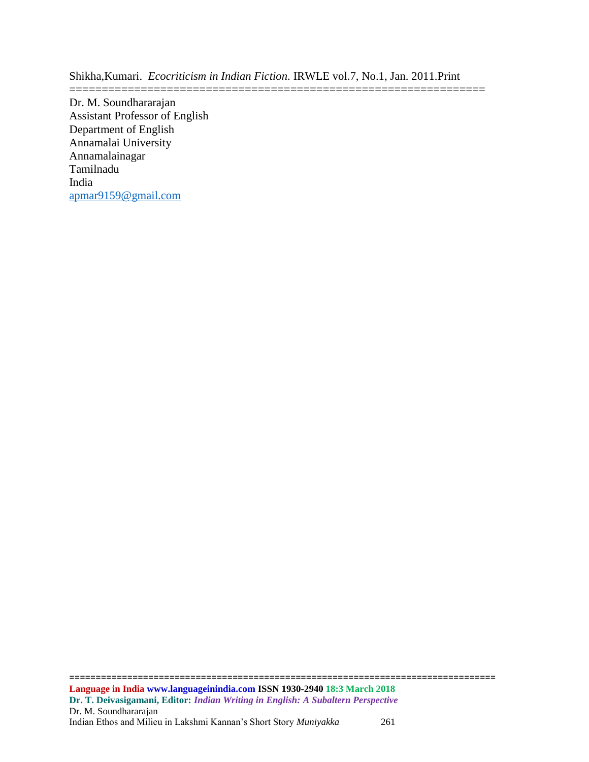Shikha,Kumari. *Ecocriticism in Indian Fiction*. IRWLE vol.7, No.1, Jan. 2011.Print

=================================================================

Dr. M. Soundhararajan
Assistant Professor of English
Department of English
Annamalai University
Annamalainagar
Tamilnadu
India
apmar9159@gmail.com